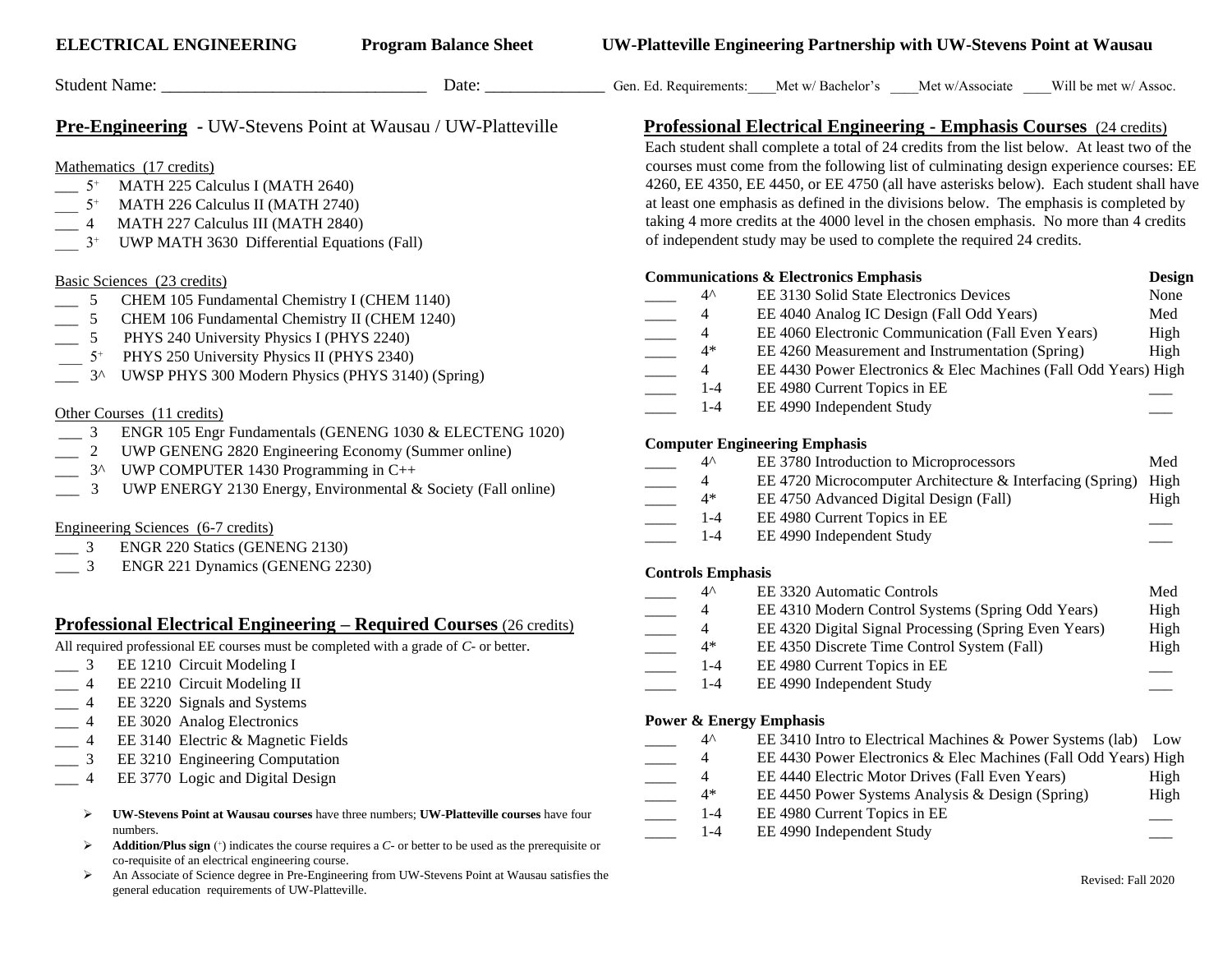**ELECTRICAL ENGINEERING** **Program Balance Sheet** **UW-Platteville Engineering Partnership with UW-Stevens Point at Wausau**

Student Name: ______________________________ Date: ______________ Gen. Ed. Requirements:____Met w/ Bachelor's ____Met w/Associate ____Will be met w/ Assoc.

## Pre-Engineering - UW-Stevens Point at Wausau / UW-Platteville

Mathematics (17 credits)

- ___ 5+ MATH 225 Calculus I (MATH 2640)
- ___ 5+ MATH 226 Calculus II (MATH 2740)
- ___ 4 MATH 227 Calculus III (MATH 2840)
- ___ 3+ UWP MATH 3630 Differential Equations (Fall)

Basic Sciences (23 credits)

- ___ 5 CHEM 105 Fundamental Chemistry I (CHEM 1140)
- ___ 5 CHEM 106 Fundamental Chemistry II (CHEM 1240)
- ___ 5 PHYS 240 University Physics I (PHYS 2240)
- ___ 5+ PHYS 250 University Physics II (PHYS 2340)
- ___ 3^ UWSP PHYS 300 Modern Physics (PHYS 3140) (Spring)

Other Courses (11 credits)

- ___ 3 ENGR 105 Engr Fundamentals (GENENG 1030 & ELECTENG 1020)
- ___ 2 UWP GENENG 2820 Engineering Economy (Summer online)
- ___ 3^ UWP COMPUTER 1430 Programming in C++
- ___ 3 UWP ENERGY 2130 Energy, Environmental & Society (Fall online)

Engineering Sciences (6-7 credits)

- ___ 3 ENGR 220 Statics (GENENG 2130)
- ___ 3 ENGR 221 Dynamics (GENENG 2230)

## Professional Electrical Engineering – Required Courses (26 credits)

All required professional EE courses must be completed with a grade of *C*- or better.

- ___ 3 EE 1210 Circuit Modeling I
- ___ 4 EE 2210 Circuit Modeling II
- ___ 4 EE 3220 Signals and Systems
- ___ 4 EE 3020 Analog Electronics
- ___ 4 EE 3140 Electric & Magnetic Fields
- ___ 3 EE 3210 Engineering Computation
- ___ 4 EE 3770 Logic and Digital Design

- **UW-Stevens Point at Wausau courses** have three numbers; **UW-Platteville courses** have four numbers.
- **Addition/Plus sign** (+) indicates the course requires a *C*- or better to be used as the prerequisite or co-requisite of an electrical engineering course.
- An Associate of Science degree in Pre-Engineering from UW-Stevens Point at Wausau satisfies the general education requirements of UW-Platteville.

## Professional Electrical Engineering - Emphasis Courses (24 credits)

Each student shall complete a total of 24 credits from the list below. At least two of the courses must come from the following list of culminating design experience courses: EE 4260, EE 4350, EE 4450, or EE 4750 (all have asterisks below). Each student shall have at least one emphasis as defined in the divisions below. The emphasis is completed by taking 4 more credits at the 4000 level in the chosen emphasis. No more than 4 credits of independent study may be used to complete the required 24 credits.

**Communications & Electronics Emphasis**

| | Credits | Course | Design |
|---|---|---|---|
| ____ | 4^ | EE 3130 Solid State Electronics Devices | None |
| ____ | 4 | EE 4040 Analog IC Design (Fall Odd Years) | Med |
| ____ | 4 | EE 4060 Electronic Communication (Fall Even Years) | High |
| ____ | 4* | EE 4260 Measurement and Instrumentation (Spring) | High |
| ____ | 4 | EE 4430 Power Electronics & Elec Machines (Fall Odd Years) | High |
| ____ | 1-4 | EE 4980 Current Topics in EE | ___ |
| ____ | 1-4 | EE 4990 Independent Study | ___ |

**Computer Engineering Emphasis**

| | Credits | Course | Design |
|---|---|---|---|
| ____ | 4^ | EE 3780 Introduction to Microprocessors | Med |
| ____ | 4 | EE 4720 Microcomputer Architecture & Interfacing (Spring) | High |
| ____ | 4* | EE 4750 Advanced Digital Design (Fall) | High |
| ____ | 1-4 | EE 4980 Current Topics in EE | ___ |
| ____ | 1-4 | EE 4990 Independent Study | ___ |

**Controls Emphasis**

| | Credits | Course | Design |
|---|---|---|---|
| ____ | 4^ | EE 3320 Automatic Controls | Med |
| ____ | 4 | EE 4310 Modern Control Systems (Spring Odd Years) | High |
| ____ | 4 | EE 4320 Digital Signal Processing (Spring Even Years) | High |
| ____ | 4* | EE 4350 Discrete Time Control System (Fall) | High |
| ____ | 1-4 | EE 4980 Current Topics in EE | ___ |
| ____ | 1-4 | EE 4990 Independent Study | ___ |

**Power & Energy Emphasis**

| | Credits | Course | Design |
|---|---|---|---|
| ____ | 4^ | EE 3410 Intro to Electrical Machines & Power Systems (lab) | Low |
| ____ | 4 | EE 4430 Power Electronics & Elec Machines (Fall Odd Years) | High |
| ____ | 4 | EE 4440 Electric Motor Drives (Fall Even Years) | High |
| ____ | 4* | EE 4450 Power Systems Analysis & Design (Spring) | High |
| ____ | 1-4 | EE 4980 Current Topics in EE | ___ |
| ____ | 1-4 | EE 4990 Independent Study | ___ |

Revised: Fall 2020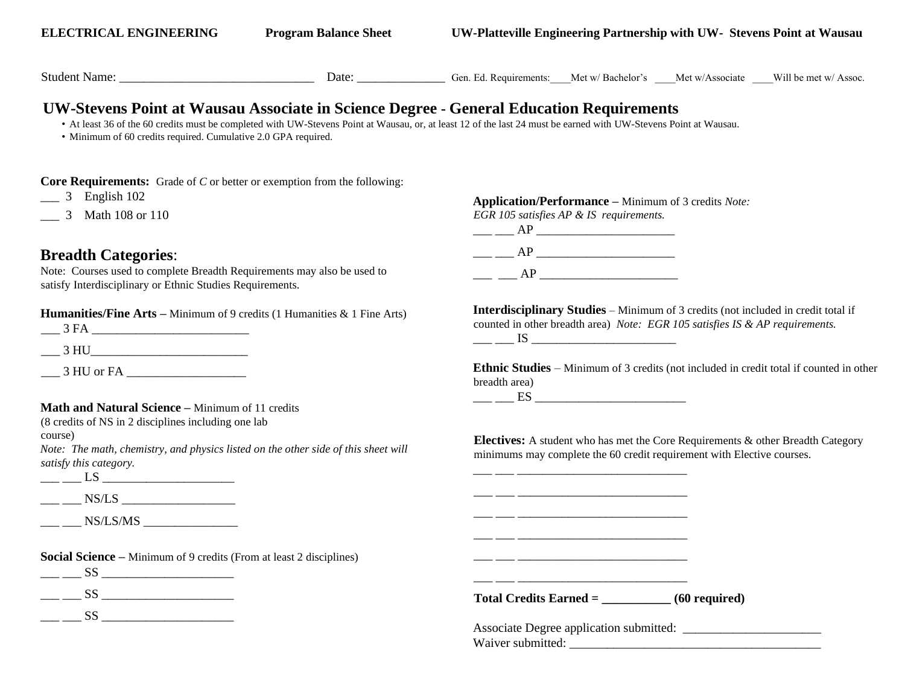**ELECTRICAL ENGINEERING** **Program Balance Sheet** **UW-Platteville Engineering Partnership with UW- Stevens Point at Wausau**

Student Name: ______________________________ Date: ______________ Gen. Ed. Requirements:____Met w/ Bachelor's ____Met w/Associate ____Will be met w/ Assoc.

## UW-Stevens Point at Wausau Associate in Science Degree - General Education Requirements

- At least 36 of the 60 credits must be completed with UW-Stevens Point at Wausau, or, at least 12 of the last 24 must be earned with UW-Stevens Point at Wausau.
- Minimum of 60 credits required. Cumulative 2.0 GPA required.

**Core Requirements:** Grade of *C* or better or exemption from the following:

___ 3 English 102

___ 3 Math 108 or 110

### Breadth Categories:

Note: Courses used to complete Breadth Requirements may also be used to satisfy Interdisciplinary or Ethnic Studies Requirements.

**Humanities/Fine Arts –** Minimum of 9 credits (1 Humanities & 1 Fine Arts)

___ 3 FA __________________________

___ 3 HU__________________________

___ 3 HU or FA ___________________

**Math and Natural Science –** Minimum of 11 credits (8 credits of NS in 2 disciplines including one lab course)

*Note: The math, chemistry, and physics listed on the other side of this sheet will satisfy this category.*

___ ___ LS ______________________

___ ___ NS/LS ___________________

___ ___ NS/LS/MS ________________

**Social Science –** Minimum of 9 credits (From at least 2 disciplines)

___ ___ SS ______________________

___ ___ SS ______________________

___ ___ SS ______________________

**Application/Performance –** Minimum of 3 credits *Note: EGR 105 satisfies AP & IS requirements.*

___ ___ AP ______________________

___ ___ AP ______________________

___ ___ AP ______________________

**Interdisciplinary Studies** – Minimum of 3 credits (not included in credit total if counted in other breadth area) *Note: EGR 105 satisfies IS & AP requirements.*

___ ___ IS ________________________

**Ethnic Studies** – Minimum of 3 credits (not included in credit total if counted in other breadth area)

___ ___ ES ________________________

**Electives:** A student who has met the Core Requirements & other Breadth Category minimums may complete the 60 credit requirement with Elective courses.

___ ___ ____________________________

___ ___ ____________________________

___ ___ ____________________________

___ ___ ____________________________

___ ___ ____________________________

___ ___ ____________________________

**Total Credits Earned = __________ (60 required)**

Associate Degree application submitted: ______________________

Waiver submitted: ________________________________________